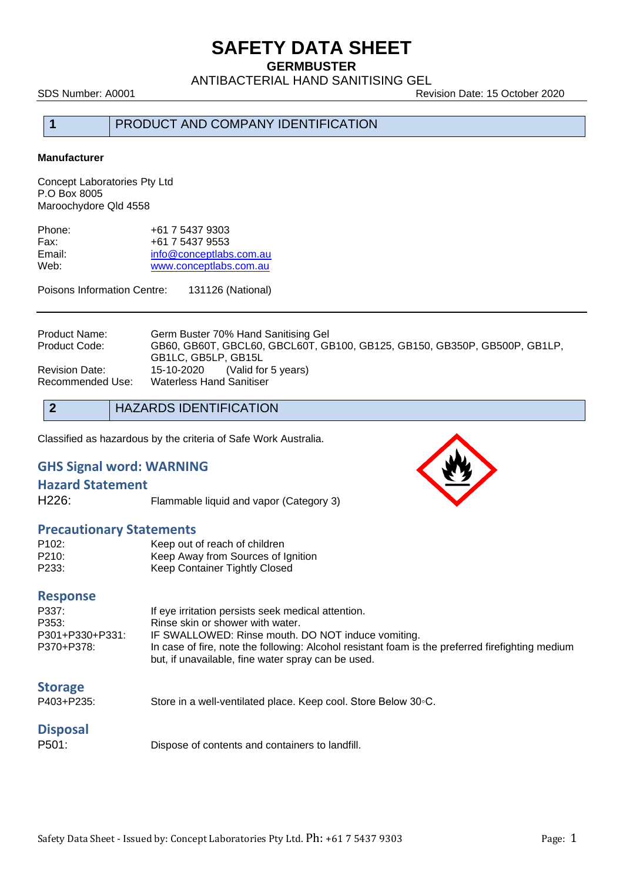# SAFETY DATA SHEET

**GERMBUSTER**

ANTIBACTERIAL HAND SANITISING GEL

SDS Number: A0001 Revision Date: 15 October 2020

## 1 PRODUCT AND COMPANY IDENTIFICATION

**Manufacturer**

Concept Laboratories Pty Ltd
P.O Box 8005
Maroochydore Qld 4558

| | |
|---|---|
| Phone: | +61 7 5437 9303 |
| Fax: | +61 7 5437 9553 |
| Email: | info@conceptlabs.com.au |
| Web: | www.conceptlabs.com.au |

Poisons Information Centre: 131126 (National)

| | |
|---|---|
| Product Name: | Germ Buster 70% Hand Sanitising Gel |
| Product Code: | GB60, GB60T, GBCL60, GBCL60T, GB100, GB125, GB150, GB350P, GB500P, GB1LP, GB1LC, GB5LP, GB15L |
| Revision Date: | 15-10-2020 (Valid for 5 years) |
| Recommended Use: | Waterless Hand Sanitiser |

## 2 HAZARDS IDENTIFICATION

Classified as hazardous by the criteria of Safe Work Australia.

### GHS Signal word: WARNING

### Hazard Statement

| | |
|---|---|
| H226: | Flammable liquid and vapor (Category 3) |

### Precautionary Statements

| | |
|---|---|
| P102: | Keep out of reach of children |
| P210: | Keep Away from Sources of Ignition |
| P233: | Keep Container Tightly Closed |

### Response

| | |
|---|---|
| P337: | If eye irritation persists seek medical attention. |
| P353: | Rinse skin or shower with water. |
| P301+P330+P331: | IF SWALLOWED: Rinse mouth. DO NOT induce vomiting. |
| P370+P378: | In case of fire, note the following: Alcohol resistant foam is the preferred firefighting medium but, if unavailable, fine water spray can be used. |

### Storage

| | |
|---|---|
| P403+P235: | Store in a well-ventilated place. Keep cool. Store Below 30◦C. |

### Disposal

| | |
|---|---|
| P501: | Dispose of contents and containers to landfill. |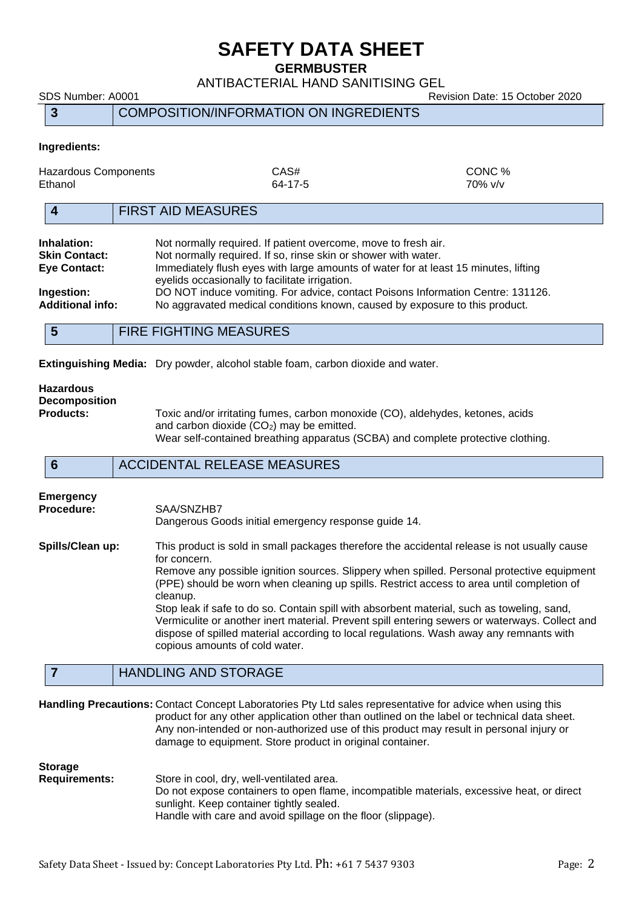# SAFETY DATA SHEET

**GERMBUSTER**

ANTIBACTERIAL HAND SANITISING GEL

SDS Number: A0001 Revision Date: 15 October 2020

## 3 COMPOSITION/INFORMATION ON INGREDIENTS

**Ingredients:**

| Hazardous Components | CAS# | CONC % |
|---|---|---|
| Ethanol | 64-17-5 | 70% v/v |

## 4 FIRST AID MEASURES

**Inhalation:** Not normally required. If patient overcome, move to fresh air.

**Skin Contact:** Not normally required. If so, rinse skin or shower with water.

**Eye Contact:** Immediately flush eyes with large amounts of water for at least 15 minutes, lifting eyelids occasionally to facilitate irrigation.

**Ingestion:** DO NOT induce vomiting. For advice, contact Poisons Information Centre: 131126.

**Additional info:** No aggravated medical conditions known, caused by exposure to this product.

## 5 FIRE FIGHTING MEASURES

**Extinguishing Media:** Dry powder, alcohol stable foam, carbon dioxide and water.

**Hazardous Decomposition Products:** Toxic and/or irritating fumes, carbon monoxide (CO), aldehydes, ketones, acids and carbon dioxide ($CO_2$) may be emitted.
Wear self-contained breathing apparatus (SCBA) and complete protective clothing.

## 6 ACCIDENTAL RELEASE MEASURES

**Emergency Procedure:** SAA/SNZHB7
Dangerous Goods initial emergency response guide 14.

**Spills/Clean up:** This product is sold in small packages therefore the accidental release is not usually cause for concern.
Remove any possible ignition sources. Slippery when spilled. Personal protective equipment (PPE) should be worn when cleaning up spills. Restrict access to area until completion of cleanup.
Stop leak if safe to do so. Contain spill with absorbent material, such as toweling, sand, Vermiculite or another inert material. Prevent spill entering sewers or waterways. Collect and dispose of spilled material according to local regulations. Wash away any remnants with copious amounts of cold water.

## 7 HANDLING AND STORAGE

**Handling Precautions:** Contact Concept Laboratories Pty Ltd sales representative for advice when using this product for any other application other than outlined on the label or technical data sheet. Any non-intended or non-authorized use of this product may result in personal injury or damage to equipment. Store product in original container.

**Storage Requirements:** Store in cool, dry, well-ventilated area.
Do not expose containers to open flame, incompatible materials, excessive heat, or direct sunlight. Keep container tightly sealed.
Handle with care and avoid spillage on the floor (slippage).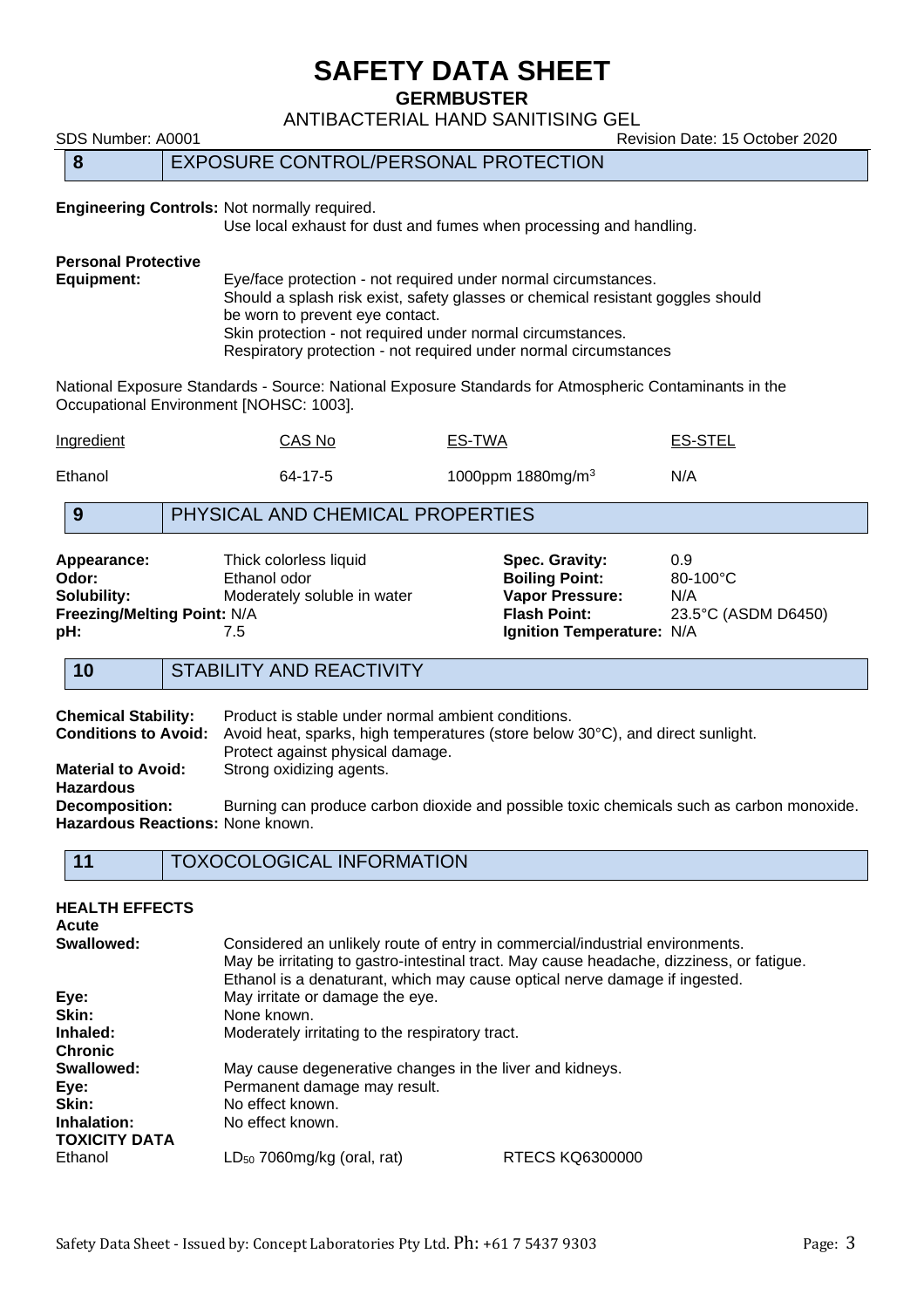# SAFETY DATA SHEET

**GERMBUSTER**

ANTIBACTERIAL HAND SANITISING GEL

SDS Number: A0001 Revision Date: 15 October 2020

## 8 EXPOSURE CONTROL/PERSONAL PROTECTION

**Engineering Controls:** Not normally required.
Use local exhaust for dust and fumes when processing and handling.

**Personal Protective Equipment:** Eye/face protection - not required under normal circumstances.
Should a splash risk exist, safety glasses or chemical resistant goggles should be worn to prevent eye contact.
Skin protection - not required under normal circumstances.
Respiratory protection - not required under normal circumstances

National Exposure Standards - Source: National Exposure Standards for Atmospheric Contaminants in the Occupational Environment [NOHSC: 1003].

| Ingredient | CAS No | ES-TWA | ES-STEL |
|---|---|---|---|
| Ethanol | 64-17-5 | 1000ppm 1880mg/m$^3$ | N/A |

## 9 PHYSICAL AND CHEMICAL PROPERTIES

**Appearance:** Thick colorless liquid
**Odor:** Ethanol odor
**Solubility:** Moderately soluble in water
**Freezing/Melting Point:** N/A
**pH:** 7.5
**Spec. Gravity:** 0.9
**Boiling Point:** 80-100°C
**Vapor Pressure:** N/A
**Flash Point:** 23.5°C (ASDM D6450)
**Ignition Temperature:** N/A

## 10 STABILITY AND REACTIVITY

**Chemical Stability:** Product is stable under normal ambient conditions.
**Conditions to Avoid:** Avoid heat, sparks, high temperatures (store below 30°C), and direct sunlight. Protect against physical damage.
**Material to Avoid:** Strong oxidizing agents.
**Hazardous Decomposition:** Burning can produce carbon dioxide and possible toxic chemicals such as carbon monoxide.
**Hazardous Reactions:** None known.

## 11 TOXOCOLOGICAL INFORMATION

**HEALTH EFFECTS**

**Acute**

**Swallowed:** Considered an unlikely route of entry in commercial/industrial environments.
May be irritating to gastro-intestinal tract. May cause headache, dizziness, or fatigue.
Ethanol is a denaturant, which may cause optical nerve damage if ingested.
**Eye:** May irritate or damage the eye.
**Skin:** None known.
**Inhaled:** Moderately irritating to the respiratory tract.

**Chronic**

**Swallowed:** May cause degenerative changes in the liver and kidneys.
**Eye:** Permanent damage may result.
**Skin:** No effect known.
**Inhalation:** No effect known.

**TOXICITY DATA**

Ethanol $LD_{50}$ 7060mg/kg (oral, rat) RTECS KQ6300000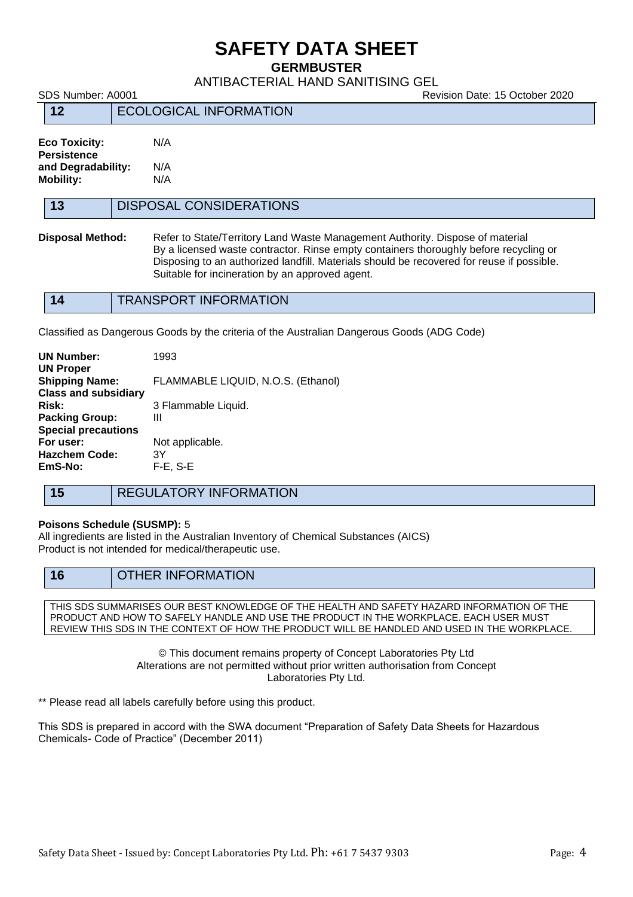# SAFETY DATA SHEET

**GERMBUSTER**

ANTIBACTERIAL HAND SANITISING GEL

SDS Number: A0001 Revision Date: 15 October 2020

## 12 ECOLOGICAL INFORMATION

**Eco Toxicity:** N/A

**Persistence and Degradability:** N/A

**Mobility:** N/A

## 13 DISPOSAL CONSIDERATIONS

**Disposal Method:** Refer to State/Territory Land Waste Management Authority. Dispose of material By a licensed waste contractor. Rinse empty containers thoroughly before recycling or Disposing to an authorized landfill. Materials should be recovered for reuse if possible. Suitable for incineration by an approved agent.

## 14 TRANSPORT INFORMATION

Classified as Dangerous Goods by the criteria of the Australian Dangerous Goods (ADG Code)

**UN Number:** 1993

**UN Proper Shipping Name:** FLAMMABLE LIQUID, N.O.S. (Ethanol)

**Class and subsidiary Risk:** 3 Flammable Liquid.

**Packing Group:** III

**Special precautions For user:** Not applicable.

**Hazchem Code:** 3Y

**EmS-No:** F-E, S-E

## 15 REGULATORY INFORMATION

**Poisons Schedule (SUSMP):** 5

All ingredients are listed in the Australian Inventory of Chemical Substances (AICS)

Product is not intended for medical/therapeutic use.

## 16 OTHER INFORMATION

THIS SDS SUMMARISES OUR BEST KNOWLEDGE OF THE HEALTH AND SAFETY HAZARD INFORMATION OF THE PRODUCT AND HOW TO SAFELY HANDLE AND USE THE PRODUCT IN THE WORKPLACE. EACH USER MUST REVIEW THIS SDS IN THE CONTEXT OF HOW THE PRODUCT WILL BE HANDLED AND USED IN THE WORKPLACE.

© This document remains property of Concept Laboratories Pty Ltd
Alterations are not permitted without prior written authorisation from Concept Laboratories Pty Ltd.

** Please read all labels carefully before using this product.

This SDS is prepared in accord with the SWA document "Preparation of Safety Data Sheets for Hazardous Chemicals- Code of Practice" (December 2011)